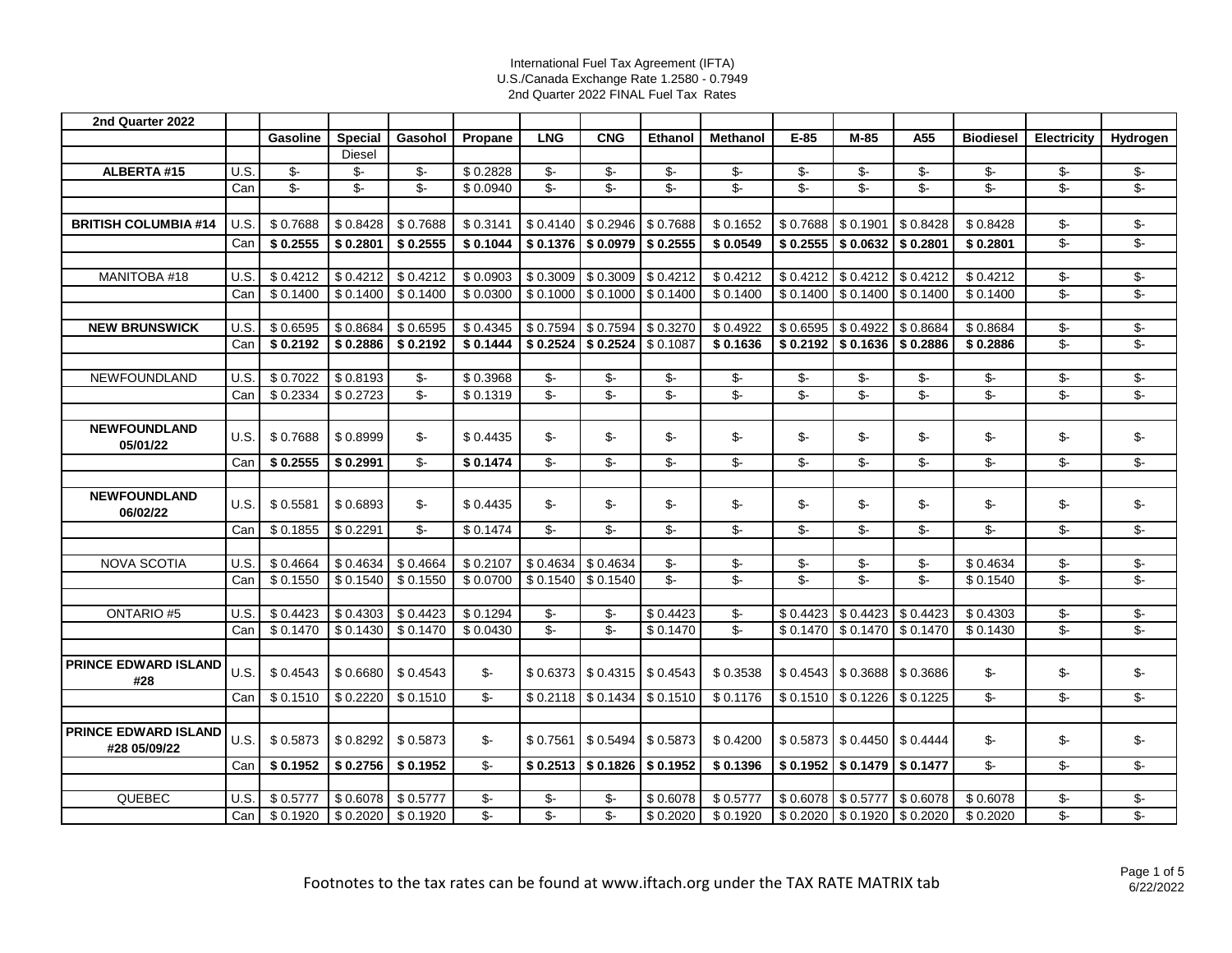International Fuel Tax Agreement (IFTA)
U.S./Canada Exchange Rate 1.2580 - 0.7949
2nd Quarter 2022 FINAL Fuel Tax Rates

| 2nd Quarter 2022 | | Gasoline | Special Diesel | Gasohol | Propane | LNG | CNG | Ethanol | Methanol | E-85 | M-85 | A55 | Biodiesel | Electricity | Hydrogen |
|---|---|---|---|---|---|---|---|---|---|---|---|---|---|---|---|
| **ALBERTA #15** | U.S. | $- | $- | $- | $ 0.2828 | $- | $- | $- | $- | $- | $- | $- | $- | $- | $- |
| | Can | $- | $- | $- | $ 0.0940 | $- | $- | $- | $- | $- | $- | $- | $- | $- | $- |
| **BRITISH COLUMBIA #14** | U.S. | $ 0.7688 | $ 0.8428 | $ 0.7688 | $ 0.3141 | $ 0.4140 | $ 0.2946 | $ 0.7688 | $ 0.1652 | $ 0.7688 | $ 0.1901 | $ 0.8428 | $ 0.8428 | $- | $- |
| | Can | **$ 0.2555** | **$ 0.2801** | **$ 0.2555** | **$ 0.1044** | **$ 0.1376** | **$ 0.0979** | **$ 0.2555** | **$ 0.0549** | **$ 0.2555** | **$ 0.0632** | **$ 0.2801** | **$ 0.2801** | $- | $- |
| MANITOBA #18 | U.S. | $ 0.4212 | $ 0.4212 | $ 0.4212 | $ 0.0903 | $ 0.3009 | $ 0.3009 | $ 0.4212 | $ 0.4212 | $ 0.4212 | $ 0.4212 | $ 0.4212 | $ 0.4212 | $- | $- |
| | Can | $ 0.1400 | $ 0.1400 | $ 0.1400 | $ 0.0300 | $ 0.1000 | $ 0.1000 | $ 0.1400 | $ 0.1400 | $ 0.1400 | $ 0.1400 | $ 0.1400 | $ 0.1400 | $- | $- |
| **NEW BRUNSWICK** | U.S. | $ 0.6595 | $ 0.8684 | $ 0.6595 | $ 0.4345 | $ 0.7594 | $ 0.7594 | $ 0.3270 | $ 0.4922 | $ 0.6595 | $ 0.4922 | $ 0.8684 | $ 0.8684 | $- | $- |
| | Can | **$ 0.2192** | **$ 0.2886** | **$ 0.2192** | **$ 0.1444** | **$ 0.2524** | **$ 0.2524** | $ 0.1087 | **$ 0.1636** | **$ 0.2192** | **$ 0.1636** | **$ 0.2886** | **$ 0.2886** | $- | $- |
| NEWFOUNDLAND | U.S. | $ 0.7022 | $ 0.8193 | $- | $ 0.3968 | $- | $- | $- | $- | $- | $- | $- | $- | $- | $- |
| | Can | $ 0.2334 | $ 0.2723 | $- | $ 0.1319 | $- | $- | $- | $- | $- | $- | $- | $- | $- | $- |
| **NEWFOUNDLAND 05/01/22** | U.S. | $ 0.7688 | $ 0.8999 | $- | $ 0.4435 | $- | $- | $- | $- | $- | $- | $- | $- | $- | $- |
| | Can | **$ 0.2555** | **$ 0.2991** | $- | **$ 0.1474** | $- | $- | $- | $- | $- | $- | $- | $- | $- | $- |
| **NEWFOUNDLAND 06/02/22** | U.S. | $ 0.5581 | $ 0.6893 | $- | $ 0.4435 | $- | $- | $- | $- | $- | $- | $- | $- | $- | $- |
| | Can | $ 0.1855 | $ 0.2291 | $- | $ 0.1474 | $- | $- | $- | $- | $- | $- | $- | $- | $- | $- |
| NOVA SCOTIA | U.S. | $ 0.4664 | $ 0.4634 | $ 0.4664 | $ 0.2107 | $ 0.4634 | $ 0.4634 | $- | $- | $- | $- | $- | $ 0.4634 | $- | $- |
| | Can | $ 0.1550 | $ 0.1540 | $ 0.1550 | $ 0.0700 | $ 0.1540 | $ 0.1540 | $- | $- | $- | $- | $- | $ 0.1540 | $- | $- |
| ONTARIO #5 | U.S. | $ 0.4423 | $ 0.4303 | $ 0.4423 | $ 0.1294 | $- | $- | $ 0.4423 | $- | $ 0.4423 | $ 0.4423 | $ 0.4423 | $ 0.4303 | $- | $- |
| | Can | $ 0.1470 | $ 0.1430 | $ 0.1470 | $ 0.0430 | $- | $- | $ 0.1470 | $- | $ 0.1470 | $ 0.1470 | $ 0.1470 | $ 0.1430 | $- | $- |
| **PRINCE EDWARD ISLAND #28** | U.S. | $ 0.4543 | $ 0.6680 | $ 0.4543 | $- | $ 0.6373 | $ 0.4315 | $ 0.4543 | $ 0.3538 | $ 0.4543 | $ 0.3688 | $ 0.3686 | $- | $- | $- |
| | Can | $ 0.1510 | $ 0.2220 | $ 0.1510 | $- | $ 0.2118 | $ 0.1434 | $ 0.1510 | $ 0.1176 | $ 0.1510 | $ 0.1226 | $ 0.1225 | $- | $- | $- |
| **PRINCE EDWARD ISLAND #28 05/09/22** | U.S. | $ 0.5873 | $ 0.8292 | $ 0.5873 | $- | $ 0.7561 | $ 0.5494 | $ 0.5873 | $ 0.4200 | $ 0.5873 | $ 0.4450 | $ 0.4444 | $- | $- | $- |
| | Can | **$ 0.1952** | **$ 0.2756** | **$ 0.1952** | $- | **$ 0.2513** | **$ 0.1826** | **$ 0.1952** | **$ 0.1396** | **$ 0.1952** | **$ 0.1479** | **$ 0.1477** | $- | $- | $- |
| QUEBEC | U.S. | $ 0.5777 | $ 0.6078 | $ 0.5777 | $- | $- | $- | $ 0.6078 | $ 0.5777 | $ 0.6078 | $ 0.5777 | $ 0.6078 | $ 0.6078 | $- | $- |
| | Can | $ 0.1920 | $ 0.2020 | $ 0.1920 | $- | $- | $- | $ 0.2020 | $ 0.1920 | $ 0.2020 | $ 0.1920 | $ 0.2020 | $ 0.2020 | $- | $- |

Footnotes to the tax rates can be found at www.iftach.org under the TAX RATE MATRIX tab

6/22/2022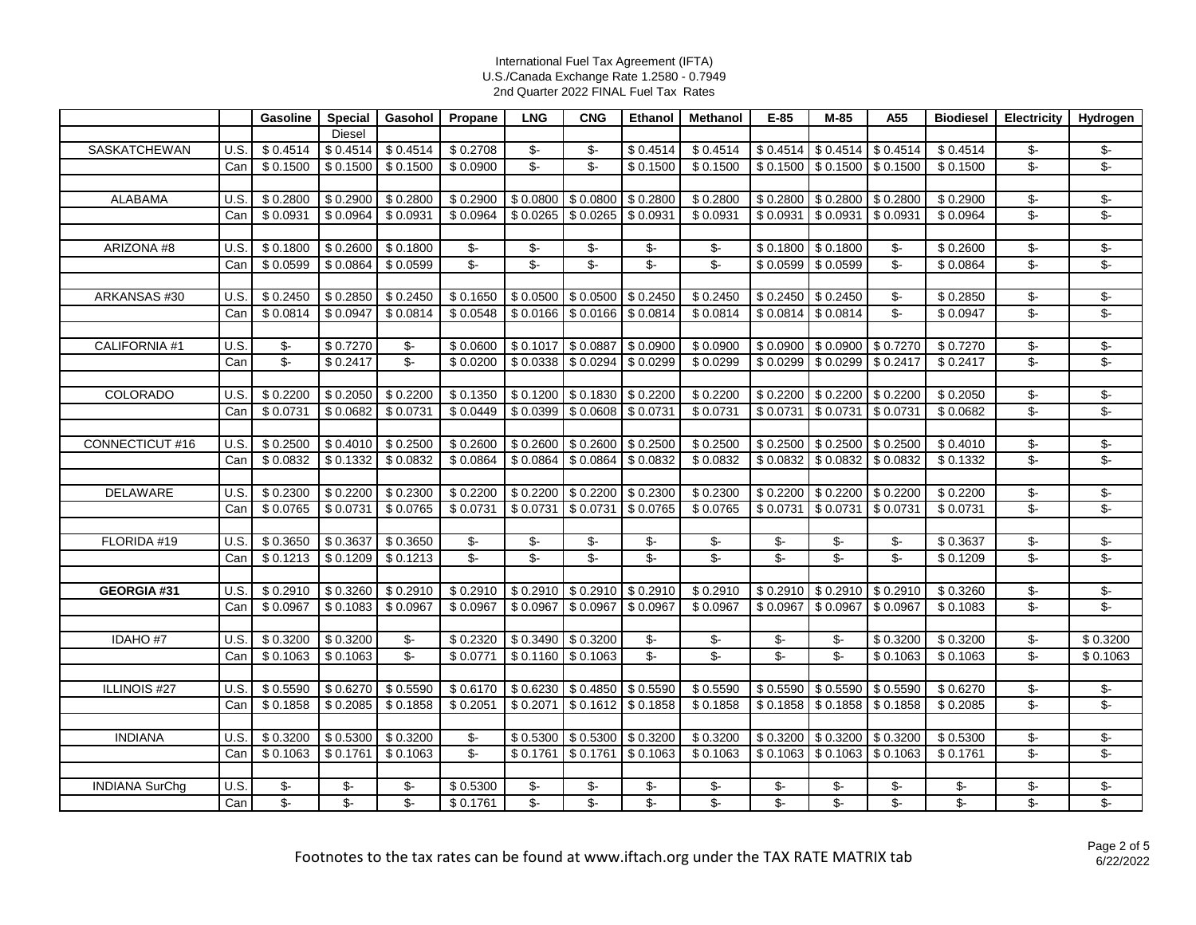International Fuel Tax Agreement (IFTA)
U.S./Canada Exchange Rate 1.2580 - 0.7949
2nd Quarter 2022 FINAL Fuel Tax Rates

| | | Gasoline | Special Diesel | Gasohol | Propane | LNG | CNG | Ethanol | Methanol | E-85 | M-85 | A55 | Biodiesel | Electricity | Hydrogen |
|---|---|---|---|---|---|---|---|---|---|---|---|---|---|---|---|
| SASKATCHEWAN | U.S. | $ 0.4514 | $ 0.4514 | $ 0.4514 | $ 0.2708 | $- | $- | $ 0.4514 | $ 0.4514 | $ 0.4514 | $ 0.4514 | $ 0.4514 | $ 0.4514 | $- | $- |
| | Can | $ 0.1500 | $ 0.1500 | $ 0.1500 | $ 0.0900 | $- | $- | $ 0.1500 | $ 0.1500 | $ 0.1500 | $ 0.1500 | $ 0.1500 | $ 0.1500 | $- | $- |
| | | | | | | | | | | | | | | | |
| ALABAMA | U.S. | $ 0.2800 | $ 0.2900 | $ 0.2800 | $ 0.2900 | $ 0.0800 | $ 0.0800 | $ 0.2800 | $ 0.2800 | $ 0.2800 | $ 0.2800 | $ 0.2800 | $ 0.2900 | $- | $- |
| | Can | $ 0.0931 | $ 0.0964 | $ 0.0931 | $ 0.0964 | $ 0.0265 | $ 0.0265 | $ 0.0931 | $ 0.0931 | $ 0.0931 | $ 0.0931 | $ 0.0931 | $ 0.0964 | $- | $- |
| | | | | | | | | | | | | | | | |
| ARIZONA #8 | U.S. | $ 0.1800 | $ 0.2600 | $ 0.1800 | $- | $- | $- | $- | $- | $ 0.1800 | $ 0.1800 | $- | $ 0.2600 | $- | $- |
| | Can | $ 0.0599 | $ 0.0864 | $ 0.0599 | $- | $- | $- | $- | $- | $ 0.0599 | $ 0.0599 | $- | $ 0.0864 | $- | $- |
| | | | | | | | | | | | | | | | |
| ARKANSAS #30 | U.S. | $ 0.2450 | $ 0.2850 | $ 0.2450 | $ 0.1650 | $ 0.0500 | $ 0.0500 | $ 0.2450 | $ 0.2450 | $ 0.2450 | $ 0.2450 | $- | $ 0.2850 | $- | $- |
| | Can | $ 0.0814 | $ 0.0947 | $ 0.0814 | $ 0.0548 | $ 0.0166 | $ 0.0166 | $ 0.0814 | $ 0.0814 | $ 0.0814 | $ 0.0814 | $- | $ 0.0947 | $- | $- |
| | | | | | | | | | | | | | | | |
| CALIFORNIA #1 | U.S. | $- | $ 0.7270 | $- | $ 0.0600 | $ 0.1017 | $ 0.0887 | $ 0.0900 | $ 0.0900 | $ 0.0900 | $ 0.0900 | $ 0.7270 | $ 0.7270 | $- | $- |
| | Can | $- | $ 0.2417 | $- | $ 0.0200 | $ 0.0338 | $ 0.0294 | $ 0.0299 | $ 0.0299 | $ 0.0299 | $ 0.0299 | $ 0.2417 | $ 0.2417 | $- | $- |
| | | | | | | | | | | | | | | | |
| COLORADO | U.S. | $ 0.2200 | $ 0.2050 | $ 0.2200 | $ 0.1350 | $ 0.1200 | $ 0.1830 | $ 0.2200 | $ 0.2200 | $ 0.2200 | $ 0.2200 | $ 0.2200 | $ 0.2050 | $- | $- |
| | Can | $ 0.0731 | $ 0.0682 | $ 0.0731 | $ 0.0449 | $ 0.0399 | $ 0.0608 | $ 0.0731 | $ 0.0731 | $ 0.0731 | $ 0.0731 | $ 0.0731 | $ 0.0682 | $- | $- |
| | | | | | | | | | | | | | | | |
| CONNECTICUT #16 | U.S. | $ 0.2500 | $ 0.4010 | $ 0.2500 | $ 0.2600 | $ 0.2600 | $ 0.2600 | $ 0.2500 | $ 0.2500 | $ 0.2500 | $ 0.2500 | $ 0.2500 | $ 0.4010 | $- | $- |
| | Can | $ 0.0832 | $ 0.1332 | $ 0.0832 | $ 0.0864 | $ 0.0864 | $ 0.0864 | $ 0.0832 | $ 0.0832 | $ 0.0832 | $ 0.0832 | $ 0.0832 | $ 0.1332 | $- | $- |
| | | | | | | | | | | | | | | | |
| DELAWARE | U.S. | $ 0.2300 | $ 0.2200 | $ 0.2300 | $ 0.2200 | $ 0.2200 | $ 0.2200 | $ 0.2300 | $ 0.2300 | $ 0.2200 | $ 0.2200 | $ 0.2200 | $ 0.2200 | $- | $- |
| | Can | $ 0.0765 | $ 0.0731 | $ 0.0765 | $ 0.0731 | $ 0.0731 | $ 0.0731 | $ 0.0765 | $ 0.0765 | $ 0.0731 | $ 0.0731 | $ 0.0731 | $ 0.0731 | $- | $- |
| | | | | | | | | | | | | | | | |
| FLORIDA #19 | U.S. | $ 0.3650 | $ 0.3637 | $ 0.3650 | $- | $- | $- | $- | $- | $- | $- | $- | $ 0.3637 | $- | $- |
| | Can | $ 0.1213 | $ 0.1209 | $ 0.1213 | $- | $- | $- | $- | $- | $- | $- | $- | $ 0.1209 | $- | $- |
| | | | | | | | | | | | | | | | |
| **GEORGIA #31** | U.S. | $ 0.2910 | $ 0.3260 | $ 0.2910 | $ 0.2910 | $ 0.2910 | $ 0.2910 | $ 0.2910 | $ 0.2910 | $ 0.2910 | $ 0.2910 | $ 0.2910 | $ 0.3260 | $- | $- |
| | Can | $ 0.0967 | $ 0.1083 | $ 0.0967 | $ 0.0967 | $ 0.0967 | $ 0.0967 | $ 0.0967 | $ 0.0967 | $ 0.0967 | $ 0.0967 | $ 0.0967 | $ 0.1083 | $- | $- |
| | | | | | | | | | | | | | | | |
| IDAHO #7 | U.S. | $ 0.3200 | $ 0.3200 | $- | $ 0.2320 | $ 0.3490 | $ 0.3200 | $- | $- | $- | $- | $ 0.3200 | $ 0.3200 | $- | $ 0.3200 |
| | Can | $ 0.1063 | $ 0.1063 | $- | $ 0.0771 | $ 0.1160 | $ 0.1063 | $- | $- | $- | $- | $ 0.1063 | $ 0.1063 | $- | $ 0.1063 |
| | | | | | | | | | | | | | | | |
| ILLINOIS #27 | U.S. | $ 0.5590 | $ 0.6270 | $ 0.5590 | $ 0.6170 | $ 0.6230 | $ 0.4850 | $ 0.5590 | $ 0.5590 | $ 0.5590 | $ 0.5590 | $ 0.5590 | $ 0.6270 | $- | $- |
| | Can | $ 0.1858 | $ 0.2085 | $ 0.1858 | $ 0.2051 | $ 0.2071 | $ 0.1612 | $ 0.1858 | $ 0.1858 | $ 0.1858 | $ 0.1858 | $ 0.1858 | $ 0.2085 | $- | $- |
| | | | | | | | | | | | | | | | |
| INDIANA | U.S. | $ 0.3200 | $ 0.5300 | $ 0.3200 | $- | $ 0.5300 | $ 0.5300 | $ 0.3200 | $ 0.3200 | $ 0.3200 | $ 0.3200 | $ 0.3200 | $ 0.5300 | $- | $- |
| | Can | $ 0.1063 | $ 0.1761 | $ 0.1063 | $- | $ 0.1761 | $ 0.1761 | $ 0.1063 | $ 0.1063 | $ 0.1063 | $ 0.1063 | $ 0.1063 | $ 0.1761 | $- | $- |
| | | | | | | | | | | | | | | | |
| INDIANA SurChg | U.S. | $- | $- | $- | $ 0.5300 | $- | $- | $- | $- | $- | $- | $- | $- | $- | $- |
| | Can | $- | $- | $- | $ 0.1761 | $- | $- | $- | $- | $- | $- | $- | $- | $- | $- |

Footnotes to the tax rates can be found at www.iftach.org under the TAX RATE MATRIX tab

6/22/2022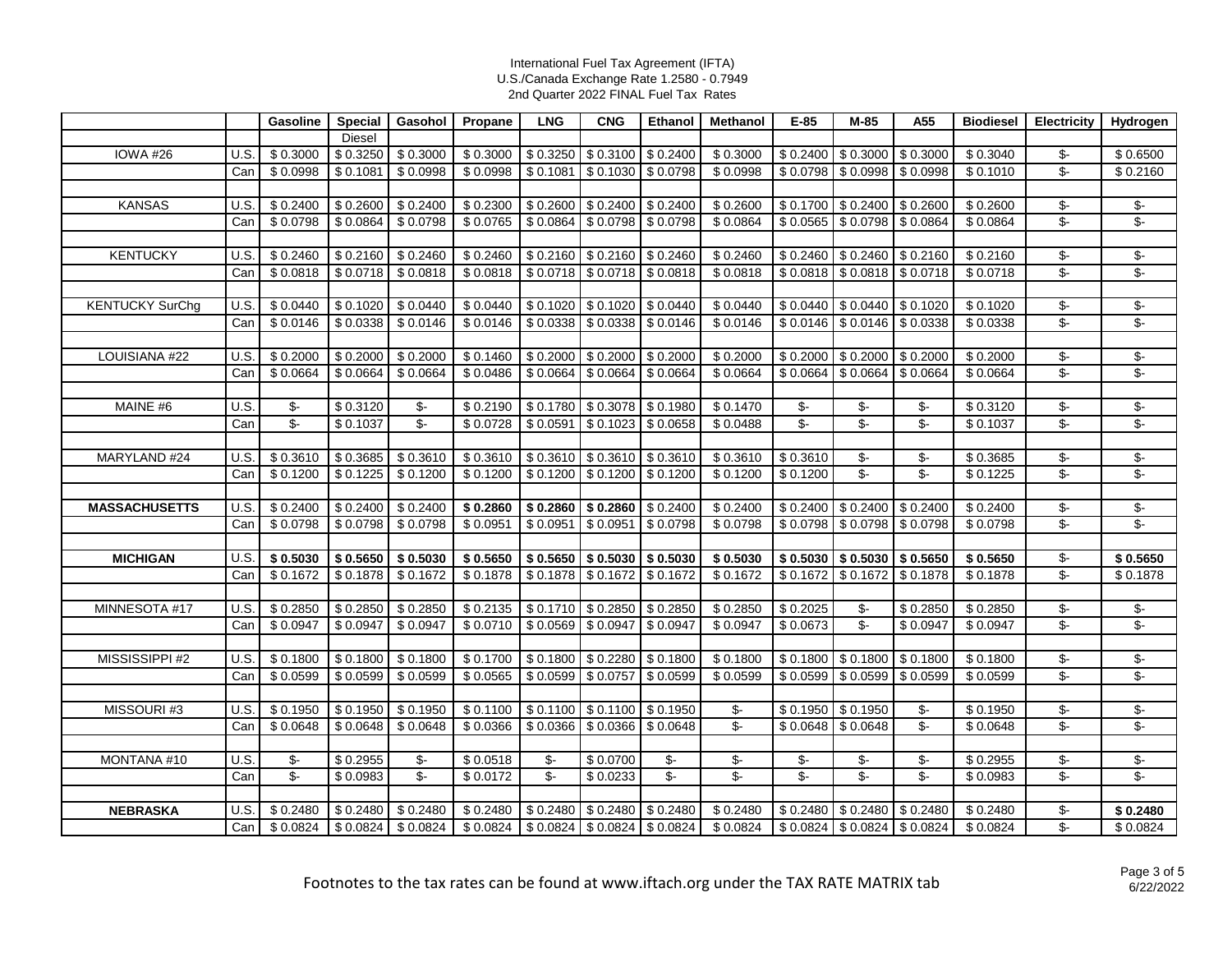International Fuel Tax Agreement (IFTA)
U.S./Canada Exchange Rate 1.2580 - 0.7949
2nd Quarter 2022 FINAL Fuel Tax Rates

| | | Gasoline | Special Diesel | Gasohol | Propane | LNG | CNG | Ethanol | Methanol | E-85 | M-85 | A55 | Biodiesel | Electricity | Hydrogen |
|---|---|---|---|---|---|---|---|---|---|---|---|---|---|---|---|
| IOWA #26 | U.S. | $ 0.3000 | $ 0.3250 | $ 0.3000 | $ 0.3000 | $ 0.3250 | $ 0.3100 | $ 0.2400 | $ 0.3000 | $ 0.2400 | $ 0.3000 | $ 0.3000 | $ 0.3040 | $- | $ 0.6500 |
| | Can | $ 0.0998 | $ 0.1081 | $ 0.0998 | $ 0.0998 | $ 0.1081 | $ 0.1030 | $ 0.0798 | $ 0.0998 | $ 0.0798 | $ 0.0998 | $ 0.0998 | $ 0.1010 | $- | $ 0.2160 |
| | | | | | | | | | | | | | | | |
| KANSAS | U.S. | $ 0.2400 | $ 0.2600 | $ 0.2400 | $ 0.2300 | $ 0.2600 | $ 0.2400 | $ 0.2400 | $ 0.2600 | $ 0.1700 | $ 0.2400 | $ 0.2600 | $ 0.2600 | $- | $- |
| | Can | $ 0.0798 | $ 0.0864 | $ 0.0798 | $ 0.0765 | $ 0.0864 | $ 0.0798 | $ 0.0798 | $ 0.0864 | $ 0.0565 | $ 0.0798 | $ 0.0864 | $ 0.0864 | $- | $- |
| | | | | | | | | | | | | | | | |
| KENTUCKY | U.S. | $ 0.2460 | $ 0.2160 | $ 0.2460 | $ 0.2460 | $ 0.2160 | $ 0.2160 | $ 0.2460 | $ 0.2460 | $ 0.2460 | $ 0.2460 | $ 0.2160 | $ 0.2160 | $- | $- |
| | Can | $ 0.0818 | $ 0.0718 | $ 0.0818 | $ 0.0818 | $ 0.0718 | $ 0.0718 | $ 0.0818 | $ 0.0818 | $ 0.0818 | $ 0.0818 | $ 0.0718 | $ 0.0718 | $- | $- |
| | | | | | | | | | | | | | | | |
| KENTUCKY SurChg | U.S. | $ 0.0440 | $ 0.1020 | $ 0.0440 | $ 0.0440 | $ 0.1020 | $ 0.1020 | $ 0.0440 | $ 0.0440 | $ 0.0440 | $ 0.0440 | $ 0.1020 | $ 0.1020 | $- | $- |
| | Can | $ 0.0146 | $ 0.0338 | $ 0.0146 | $ 0.0146 | $ 0.0338 | $ 0.0338 | $ 0.0146 | $ 0.0146 | $ 0.0146 | $ 0.0146 | $ 0.0338 | $ 0.0338 | $- | $- |
| | | | | | | | | | | | | | | | |
| LOUISIANA #22 | U.S. | $ 0.2000 | $ 0.2000 | $ 0.2000 | $ 0.1460 | $ 0.2000 | $ 0.2000 | $ 0.2000 | $ 0.2000 | $ 0.2000 | $ 0.2000 | $ 0.2000 | $ 0.2000 | $- | $- |
| | Can | $ 0.0664 | $ 0.0664 | $ 0.0664 | $ 0.0486 | $ 0.0664 | $ 0.0664 | $ 0.0664 | $ 0.0664 | $ 0.0664 | $ 0.0664 | $ 0.0664 | $ 0.0664 | $- | $- |
| | | | | | | | | | | | | | | | |
| MAINE #6 | U.S. | $- | $ 0.3120 | $- | $ 0.2190 | $ 0.1780 | $ 0.3078 | $ 0.1980 | $ 0.1470 | $- | $- | $- | $ 0.3120 | $- | $- |
| | Can | $- | $ 0.1037 | $- | $ 0.0728 | $ 0.0591 | $ 0.1023 | $ 0.0658 | $ 0.0488 | $- | $- | $- | $ 0.1037 | $- | $- |
| | | | | | | | | | | | | | | | |
| MARYLAND #24 | U.S. | $ 0.3610 | $ 0.3685 | $ 0.3610 | $ 0.3610 | $ 0.3610 | $ 0.3610 | $ 0.3610 | $ 0.3610 | $ 0.3610 | $- | $- | $ 0.3685 | $- | $- |
| | Can | $ 0.1200 | $ 0.1225 | $ 0.1200 | $ 0.1200 | $ 0.1200 | $ 0.1200 | $ 0.1200 | $ 0.1200 | $ 0.1200 | $- | $- | $ 0.1225 | $- | $- |
| | | | | | | | | | | | | | | | |
| **MASSACHUSETTS** | U.S. | $ 0.2400 | $ 0.2400 | $ 0.2400 | **$ 0.2860** | **$ 0.2860** | **$ 0.2860** | $ 0.2400 | $ 0.2400 | $ 0.2400 | $ 0.2400 | $ 0.2400 | $ 0.2400 | $- | $- |
| | Can | $ 0.0798 | $ 0.0798 | $ 0.0798 | $ 0.0951 | $ 0.0951 | $ 0.0951 | $ 0.0798 | $ 0.0798 | $ 0.0798 | $ 0.0798 | $ 0.0798 | $ 0.0798 | $- | $- |
| | | | | | | | | | | | | | | | |
| **MICHIGAN** | U.S. | **$ 0.5030** | **$ 0.5650** | **$ 0.5030** | **$ 0.5650** | **$ 0.5650** | **$ 0.5030** | **$ 0.5030** | **$ 0.5030** | **$ 0.5030** | **$ 0.5030** | **$ 0.5650** | **$ 0.5650** | $- | **$ 0.5650** |
| | Can | $ 0.1672 | $ 0.1878 | $ 0.1672 | $ 0.1878 | $ 0.1878 | $ 0.1672 | $ 0.1672 | $ 0.1672 | $ 0.1672 | $ 0.1672 | $ 0.1878 | $ 0.1878 | $- | $ 0.1878 |
| | | | | | | | | | | | | | | | |
| MINNESOTA #17 | U.S. | $ 0.2850 | $ 0.2850 | $ 0.2850 | $ 0.2135 | $ 0.1710 | $ 0.2850 | $ 0.2850 | $ 0.2850 | $ 0.2025 | $- | $ 0.2850 | $ 0.2850 | $- | $- |
| | Can | $ 0.0947 | $ 0.0947 | $ 0.0947 | $ 0.0710 | $ 0.0569 | $ 0.0947 | $ 0.0947 | $ 0.0947 | $ 0.0673 | $- | $ 0.0947 | $ 0.0947 | $- | $- |
| | | | | | | | | | | | | | | | |
| MISSISSIPPI #2 | U.S. | $ 0.1800 | $ 0.1800 | $ 0.1800 | $ 0.1700 | $ 0.1800 | $ 0.2280 | $ 0.1800 | $ 0.1800 | $ 0.1800 | $ 0.1800 | $ 0.1800 | $ 0.1800 | $- | $- |
| | Can | $ 0.0599 | $ 0.0599 | $ 0.0599 | $ 0.0565 | $ 0.0599 | $ 0.0757 | $ 0.0599 | $ 0.0599 | $ 0.0599 | $ 0.0599 | $ 0.0599 | $ 0.0599 | $- | $- |
| | | | | | | | | | | | | | | | |
| MISSOURI #3 | U.S. | $ 0.1950 | $ 0.1950 | $ 0.1950 | $ 0.1100 | $ 0.1100 | $ 0.1100 | $ 0.1950 | $- | $ 0.1950 | $ 0.1950 | $- | $ 0.1950 | $- | $- |
| | Can | $ 0.0648 | $ 0.0648 | $ 0.0648 | $ 0.0366 | $ 0.0366 | $ 0.0366 | $ 0.0648 | $- | $ 0.0648 | $ 0.0648 | $- | $ 0.0648 | $- | $- |
| | | | | | | | | | | | | | | | |
| MONTANA #10 | U.S. | $- | $ 0.2955 | $- | $ 0.0518 | $- | $ 0.0700 | $- | $- | $- | $- | $- | $ 0.2955 | $- | $- |
| | Can | $- | $ 0.0983 | $- | $ 0.0172 | $- | $ 0.0233 | $- | $- | $- | $- | $- | $ 0.0983 | $- | $- |
| | | | | | | | | | | | | | | | |
| **NEBRASKA** | U.S. | $ 0.2480 | $ 0.2480 | $ 0.2480 | $ 0.2480 | $ 0.2480 | $ 0.2480 | $ 0.2480 | $ 0.2480 | $ 0.2480 | $ 0.2480 | $ 0.2480 | $ 0.2480 | $- | **$ 0.2480** |
| | Can | $ 0.0824 | $ 0.0824 | $ 0.0824 | $ 0.0824 | $ 0.0824 | $ 0.0824 | $ 0.0824 | $ 0.0824 | $ 0.0824 | $ 0.0824 | $ 0.0824 | $ 0.0824 | $- | $ 0.0824 |

Footnotes to the tax rates can be found at www.iftach.org under the TAX RATE MATRIX tab

6/22/2022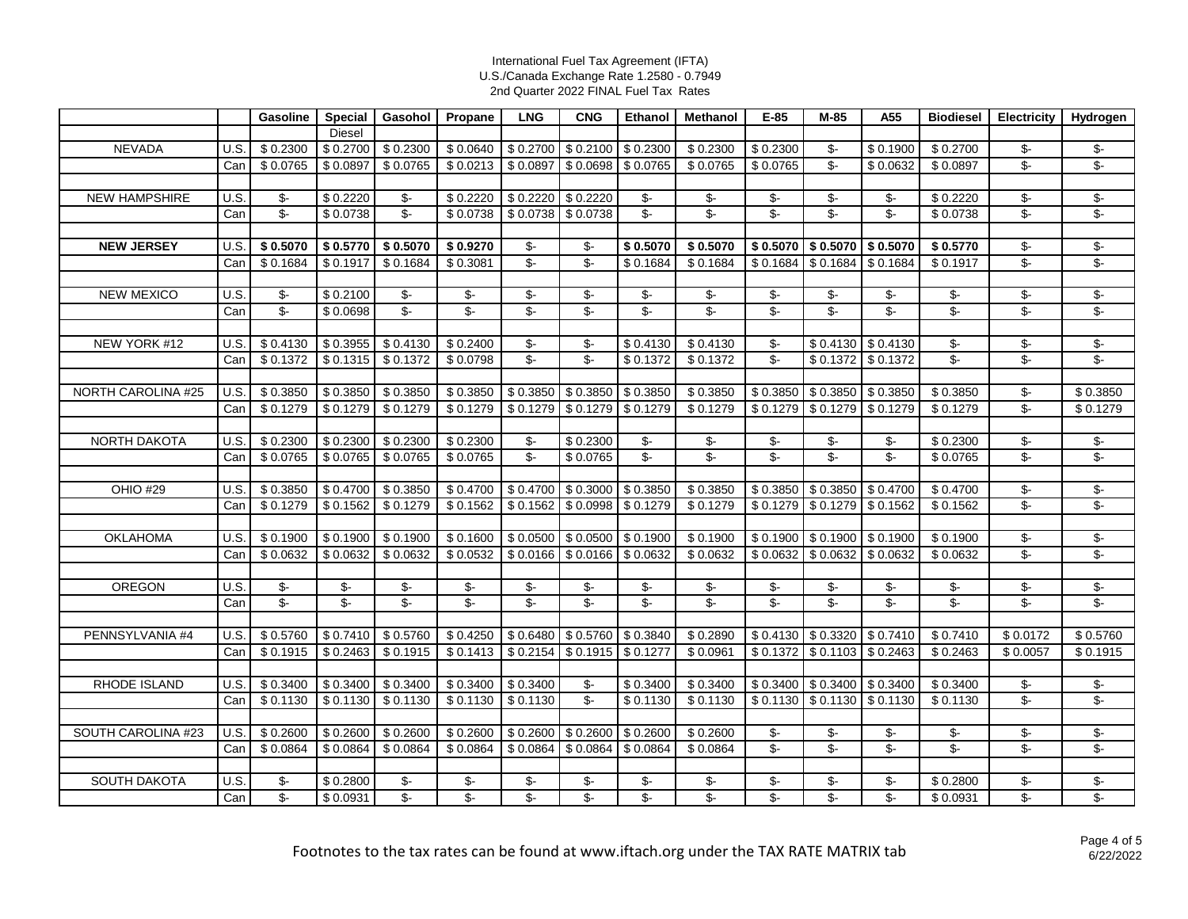International Fuel Tax Agreement (IFTA)
U.S./Canada Exchange Rate 1.2580 - 0.7949
2nd Quarter 2022 FINAL Fuel Tax Rates

| | | Gasoline | Special Diesel | Gasohol | Propane | LNG | CNG | Ethanol | Methanol | E-85 | M-85 | A55 | Biodiesel | Electricity | Hydrogen |
|---|---|---|---|---|---|---|---|---|---|---|---|---|---|---|---|
| NEVADA | U.S. | $ 0.2300 | $ 0.2700 | $ 0.2300 | $ 0.0640 | $ 0.2700 | $ 0.2100 | $ 0.2300 | $ 0.2300 | $ 0.2300 | $- | $ 0.1900 | $ 0.2700 | $- | $- |
| | Can | $ 0.0765 | $ 0.0897 | $ 0.0765 | $ 0.0213 | $ 0.0897 | $ 0.0698 | $ 0.0765 | $ 0.0765 | $ 0.0765 | $- | $ 0.0632 | $ 0.0897 | $- | $- |
| NEW HAMPSHIRE | U.S. | $- | $ 0.2220 | $- | $ 0.2220 | $ 0.2220 | $ 0.2220 | $- | $- | $- | $- | $- | $ 0.2220 | $- | $- |
| | Can | $- | $ 0.0738 | $- | $ 0.0738 | $ 0.0738 | $ 0.0738 | $- | $- | $- | $- | $- | $ 0.0738 | $- | $- |
| **NEW JERSEY** | U.S. | **$ 0.5070** | **$ 0.5770** | **$ 0.5070** | **$ 0.9270** | $- | $- | **$ 0.5070** | **$ 0.5070** | **$ 0.5070** | **$ 0.5070** | **$ 0.5070** | **$ 0.5770** | $- | $- |
| | Can | $ 0.1684 | $ 0.1917 | $ 0.1684 | $ 0.3081 | $- | $- | $ 0.1684 | $ 0.1684 | $ 0.1684 | $ 0.1684 | $ 0.1684 | $ 0.1917 | $- | $- |
| NEW MEXICO | U.S. | $- | $ 0.2100 | $- | $- | $- | $- | $- | $- | $- | $- | $- | $- | $- | $- |
| | Can | $- | $ 0.0698 | $- | $- | $- | $- | $- | $- | $- | $- | $- | $- | $- | $- |
| NEW YORK #12 | U.S. | $ 0.4130 | $ 0.3955 | $ 0.4130 | $ 0.2400 | $- | $- | $ 0.4130 | $ 0.4130 | $- | $ 0.4130 | $ 0.4130 | $- | $- | $- |
| | Can | $ 0.1372 | $ 0.1315 | $ 0.1372 | $ 0.0798 | $- | $- | $ 0.1372 | $ 0.1372 | $- | $ 0.1372 | $ 0.1372 | $- | $- | $- |
| NORTH CAROLINA #25 | U.S. | $ 0.3850 | $ 0.3850 | $ 0.3850 | $ 0.3850 | $ 0.3850 | $ 0.3850 | $ 0.3850 | $ 0.3850 | $ 0.3850 | $ 0.3850 | $ 0.3850 | $ 0.3850 | $- | $ 0.3850 |
| | Can | $ 0.1279 | $ 0.1279 | $ 0.1279 | $ 0.1279 | $ 0.1279 | $ 0.1279 | $ 0.1279 | $ 0.1279 | $ 0.1279 | $ 0.1279 | $ 0.1279 | $ 0.1279 | $- | $ 0.1279 |
| NORTH DAKOTA | U.S. | $ 0.2300 | $ 0.2300 | $ 0.2300 | $ 0.2300 | $- | $ 0.2300 | $- | $- | $- | $- | $- | $ 0.2300 | $- | $- |
| | Can | $ 0.0765 | $ 0.0765 | $ 0.0765 | $ 0.0765 | $- | $ 0.0765 | $- | $- | $- | $- | $- | $ 0.0765 | $- | $- |
| OHIO #29 | U.S. | $ 0.3850 | $ 0.4700 | $ 0.3850 | $ 0.4700 | $ 0.4700 | $ 0.3000 | $ 0.3850 | $ 0.3850 | $ 0.3850 | $ 0.3850 | $ 0.4700 | $ 0.4700 | $- | $- |
| | Can | $ 0.1279 | $ 0.1562 | $ 0.1279 | $ 0.1562 | $ 0.1562 | $ 0.0998 | $ 0.1279 | $ 0.1279 | $ 0.1279 | $ 0.1279 | $ 0.1562 | $ 0.1562 | $- | $- |
| OKLAHOMA | U.S. | $ 0.1900 | $ 0.1900 | $ 0.1900 | $ 0.1600 | $ 0.0500 | $ 0.0500 | $ 0.1900 | $ 0.1900 | $ 0.1900 | $ 0.1900 | $ 0.1900 | $ 0.1900 | $- | $- |
| | Can | $ 0.0632 | $ 0.0632 | $ 0.0632 | $ 0.0532 | $ 0.0166 | $ 0.0166 | $ 0.0632 | $ 0.0632 | $ 0.0632 | $ 0.0632 | $ 0.0632 | $ 0.0632 | $- | $- |
| OREGON | U.S. | $- | $- | $- | $- | $- | $- | $- | $- | $- | $- | $- | $- | $- | $- |
| | Can | $- | $- | $- | $- | $- | $- | $- | $- | $- | $- | $- | $- | $- | $- |
| PENNSYLVANIA #4 | U.S. | $ 0.5760 | $ 0.7410 | $ 0.5760 | $ 0.4250 | $ 0.6480 | $ 0.5760 | $ 0.3840 | $ 0.2890 | $ 0.4130 | $ 0.3320 | $ 0.7410 | $ 0.7410 | $ 0.0172 | $ 0.5760 |
| | Can | $ 0.1915 | $ 0.2463 | $ 0.1915 | $ 0.1413 | $ 0.2154 | $ 0.1915 | $ 0.1277 | $ 0.0961 | $ 0.1372 | $ 0.1103 | $ 0.2463 | $ 0.2463 | $ 0.0057 | $ 0.1915 |
| RHODE ISLAND | U.S. | $ 0.3400 | $ 0.3400 | $ 0.3400 | $ 0.3400 | $ 0.3400 | $- | $ 0.3400 | $ 0.3400 | $ 0.3400 | $ 0.3400 | $ 0.3400 | $ 0.3400 | $- | $- |
| | Can | $ 0.1130 | $ 0.1130 | $ 0.1130 | $ 0.1130 | $ 0.1130 | $- | $ 0.1130 | $ 0.1130 | $ 0.1130 | $ 0.1130 | $ 0.1130 | $ 0.1130 | $- | $- |
| SOUTH CAROLINA #23 | U.S. | $ 0.2600 | $ 0.2600 | $ 0.2600 | $ 0.2600 | $ 0.2600 | $ 0.2600 | $ 0.2600 | $ 0.2600 | $- | $- | $- | $- | $- | $- |
| | Can | $ 0.0864 | $ 0.0864 | $ 0.0864 | $ 0.0864 | $ 0.0864 | $ 0.0864 | $ 0.0864 | $ 0.0864 | $- | $- | $- | $- | $- | $- |
| SOUTH DAKOTA | U.S. | $- | $ 0.2800 | $- | $- | $- | $- | $- | $- | $- | $- | $- | $ 0.2800 | $- | $- |
| | Can | $- | $ 0.0931 | $- | $- | $- | $- | $- | $- | $- | $- | $- | $ 0.0931 | $- | $- |

Footnotes to the tax rates can be found at www.iftach.org under the TAX RATE MATRIX tab

6/22/2022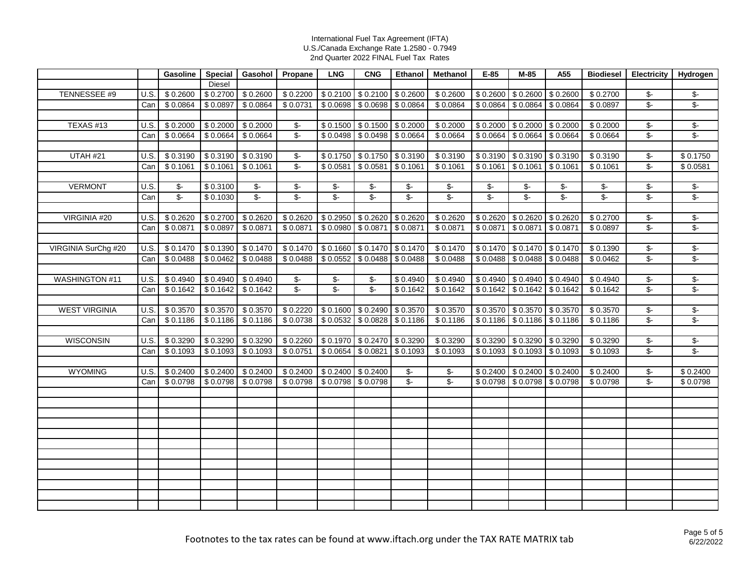International Fuel Tax Agreement (IFTA)
U.S./Canada Exchange Rate 1.2580 - 0.7949
2nd Quarter 2022 FINAL Fuel Tax Rates

| | | Gasoline | Special Diesel | Gasohol | Propane | LNG | CNG | Ethanol | Methanol | E-85 | M-85 | A55 | Biodiesel | Electricity | Hydrogen |
|---|---|---|---|---|---|---|---|---|---|---|---|---|---|---|---|
| TENNESSEE #9 | U.S. | $ 0.2600 | $ 0.2700 | $ 0.2600 | $ 0.2200 | $ 0.2100 | $ 0.2100 | $ 0.2600 | $ 0.2600 | $ 0.2600 | $ 0.2600 | $ 0.2600 | $ 0.2700 | $- | $- |
| | Can | $ 0.0864 | $ 0.0897 | $ 0.0864 | $ 0.0731 | $ 0.0698 | $ 0.0698 | $ 0.0864 | $ 0.0864 | $ 0.0864 | $ 0.0864 | $ 0.0864 | $ 0.0897 | $- | $- |
| | | | | | | | | | | | | | | | |
| TEXAS #13 | U.S. | $ 0.2000 | $ 0.2000 | $ 0.2000 | $- | $ 0.1500 | $ 0.1500 | $ 0.2000 | $ 0.2000 | $ 0.2000 | $ 0.2000 | $ 0.2000 | $ 0.2000 | $- | $- |
| | Can | $ 0.0664 | $ 0.0664 | $ 0.0664 | $- | $ 0.0498 | $ 0.0498 | $ 0.0664 | $ 0.0664 | $ 0.0664 | $ 0.0664 | $ 0.0664 | $ 0.0664 | $- | $- |
| | | | | | | | | | | | | | | | |
| UTAH #21 | U.S. | $ 0.3190 | $ 0.3190 | $ 0.3190 | $- | $ 0.1750 | $ 0.1750 | $ 0.3190 | $ 0.3190 | $ 0.3190 | $ 0.3190 | $ 0.3190 | $ 0.3190 | $- | $ 0.1750 |
| | Can | $ 0.1061 | $ 0.1061 | $ 0.1061 | $- | $ 0.0581 | $ 0.0581 | $ 0.1061 | $ 0.1061 | $ 0.1061 | $ 0.1061 | $ 0.1061 | $ 0.1061 | $- | $ 0.0581 |
| | | | | | | | | | | | | | | | |
| VERMONT | U.S. | $- | $ 0.3100 | $- | $- | $- | $- | $- | $- | $- | $- | $- | $- | $- | $- |
| | Can | $- | $ 0.1030 | $- | $- | $- | $- | $- | $- | $- | $- | $- | $- | $- | $- |
| | | | | | | | | | | | | | | | |
| VIRGINIA #20 | U.S. | $ 0.2620 | $ 0.2700 | $ 0.2620 | $ 0.2620 | $ 0.2950 | $ 0.2620 | $ 0.2620 | $ 0.2620 | $ 0.2620 | $ 0.2620 | $ 0.2620 | $ 0.2700 | $- | $- |
| | Can | $ 0.0871 | $ 0.0897 | $ 0.0871 | $ 0.0871 | $ 0.0980 | $ 0.0871 | $ 0.0871 | $ 0.0871 | $ 0.0871 | $ 0.0871 | $ 0.0871 | $ 0.0897 | $- | $- |
| | | | | | | | | | | | | | | | |
| VIRGINIA SurChg #20 | U.S. | $ 0.1470 | $ 0.1390 | $ 0.1470 | $ 0.1470 | $ 0.1660 | $ 0.1470 | $ 0.1470 | $ 0.1470 | $ 0.1470 | $ 0.1470 | $ 0.1470 | $ 0.1390 | $- | $- |
| | Can | $ 0.0488 | $ 0.0462 | $ 0.0488 | $ 0.0488 | $ 0.0552 | $ 0.0488 | $ 0.0488 | $ 0.0488 | $ 0.0488 | $ 0.0488 | $ 0.0488 | $ 0.0462 | $- | $- |
| | | | | | | | | | | | | | | | |
| WASHINGTON #11 | U.S. | $ 0.4940 | $ 0.4940 | $ 0.4940 | $- | $- | $- | $ 0.4940 | $ 0.4940 | $ 0.4940 | $ 0.4940 | $ 0.4940 | $ 0.4940 | $- | $- |
| | Can | $ 0.1642 | $ 0.1642 | $ 0.1642 | $- | $- | $- | $ 0.1642 | $ 0.1642 | $ 0.1642 | $ 0.1642 | $ 0.1642 | $ 0.1642 | $- | $- |
| | | | | | | | | | | | | | | | |
| WEST VIRGINIA | U.S. | $ 0.3570 | $ 0.3570 | $ 0.3570 | $ 0.2220 | $ 0.1600 | $ 0.2490 | $ 0.3570 | $ 0.3570 | $ 0.3570 | $ 0.3570 | $ 0.3570 | $ 0.3570 | $- | $- |
| | Can | $ 0.1186 | $ 0.1186 | $ 0.1186 | $ 0.0738 | $ 0.0532 | $ 0.0828 | $ 0.1186 | $ 0.1186 | $ 0.1186 | $ 0.1186 | $ 0.1186 | $ 0.1186 | $- | $- |
| | | | | | | | | | | | | | | | |
| WISCONSIN | U.S. | $ 0.3290 | $ 0.3290 | $ 0.3290 | $ 0.2260 | $ 0.1970 | $ 0.2470 | $ 0.3290 | $ 0.3290 | $ 0.3290 | $ 0.3290 | $ 0.3290 | $ 0.3290 | $- | $- |
| | Can | $ 0.1093 | $ 0.1093 | $ 0.1093 | $ 0.0751 | $ 0.0654 | $ 0.0821 | $ 0.1093 | $ 0.1093 | $ 0.1093 | $ 0.1093 | $ 0.1093 | $ 0.1093 | $- | $- |
| | | | | | | | | | | | | | | | |
| WYOMING | U.S. | $ 0.2400 | $ 0.2400 | $ 0.2400 | $ 0.2400 | $ 0.2400 | $ 0.2400 | $- | $- | $ 0.2400 | $ 0.2400 | $ 0.2400 | $ 0.2400 | $- | $ 0.2400 |
| | Can | $ 0.0798 | $ 0.0798 | $ 0.0798 | $ 0.0798 | $ 0.0798 | $ 0.0798 | $- | $- | $ 0.0798 | $ 0.0798 | $ 0.0798 | $ 0.0798 | $- | $ 0.0798 |

Footnotes to the tax rates can be found at www.iftach.org under the TAX RATE MATRIX tab

6/22/2022